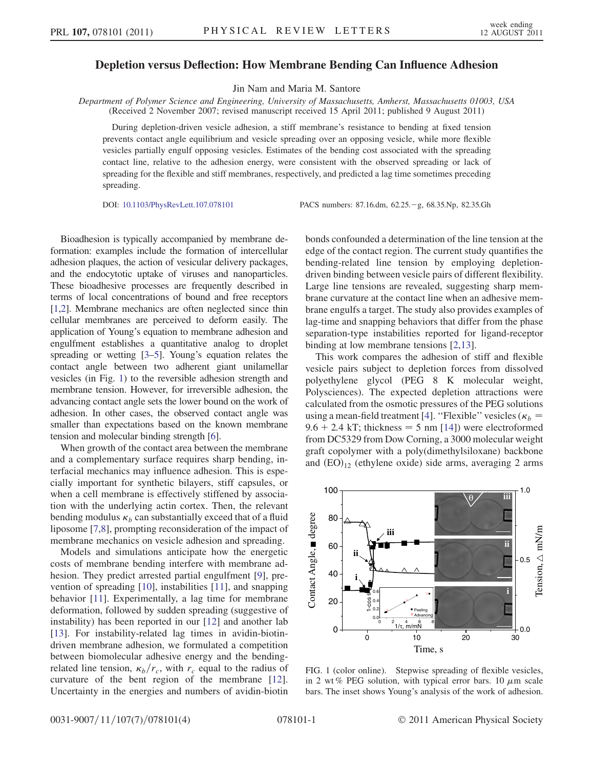# Depletion versus Deflection: How Membrane Bending Can Influence Adhesion

Jin Nam and Maria M. Santore

*Department of Polymer Science and Engineering, University of Massachusetts, Amherst, Massachusetts 01003, USA*
(Received 2 November 2007; revised manuscript received 15 April 2011; published 9 August 2011)

During depletion-driven vesicle adhesion, a stiff membrane's resistance to bending at fixed tension prevents contact angle equilibrium and vesicle spreading over an opposing vesicle, while more flexible vesicles partially engulf opposing vesicles. Estimates of the bending cost associated with the spreading contact line, relative to the adhesion energy, were consistent with the observed spreading or lack of spreading for the flexible and stiff membranes, respectively, and predicted a lag time sometimes preceding spreading.

DOI: 10.1103/PhysRevLett.107.078101 PACS numbers: 87.16.dm, 62.25.−g, 68.35.Np, 82.35.Gh

Bioadhesion is typically accompanied by membrane deformation: examples include the formation of intercellular adhesion plaques, the action of vesicular delivery packages, and the endocytotic uptake of viruses and nanoparticles. These bioadhesive processes are frequently described in terms of local concentrations of bound and free receptors [1,2]. Membrane mechanics are often neglected since thin cellular membranes are perceived to deform easily. The application of Young's equation to membrane adhesion and engulfment establishes a quantitative analog to droplet spreading or wetting [3–5]. Young's equation relates the contact angle between two adherent giant unilamellar vesicles (in Fig. 1) to the reversible adhesion strength and membrane tension. However, for irreversible adhesion, the advancing contact angle sets the lower bound on the work of adhesion. In other cases, the observed contact angle was smaller than expectations based on the known membrane tension and molecular binding strength [6].

When growth of the contact area between the membrane and a complementary surface requires sharp bending, interfacial mechanics may influence adhesion. This is especially important for synthetic bilayers, stiff capsules, or when a cell membrane is effectively stiffened by association with the underlying actin cortex. Then, the relevant bending modulus $\kappa_b$ can substantially exceed that of a fluid liposome [7,8], prompting reconsideration of the impact of membrane mechanics on vesicle adhesion and spreading.

Models and simulations anticipate how the energetic costs of membrane bending interfere with membrane adhesion. They predict arrested partial engulfment [9], prevention of spreading [10], instabilities [11], and snapping behavior [11]. Experimentally, a lag time for membrane deformation, followed by sudden spreading (suggestive of instability) has been reported in our [12] and another lab [13]. For instability-related lag times in avidin-biotin-driven membrane adhesion, we formulated a competition between biomolecular adhesive energy and the bending-related line tension, $\kappa_b/r_c$, with $r_c$ equal to the radius of curvature of the bent region of the membrane [12]. Uncertainty in the energies and numbers of avidin-biotin bonds confounded a determination of the line tension at the edge of the contact region. The current study quantifies the bending-related line tension by employing depletion-driven binding between vesicle pairs of different flexibility. Large line tensions are revealed, suggesting sharp membrane curvature at the contact line when an adhesive membrane engulfs a target. The study also provides examples of lag-time and snapping behaviors that differ from the phase separation-type instabilities reported for ligand-receptor binding at low membrane tensions [2,13].

This work compares the adhesion of stiff and flexible vesicle pairs subject to depletion forces from dissolved polyethylene glycol (PEG 8 K molecular weight, Polysciences). The expected depletion attractions were calculated from the osmotic pressures of the PEG solutions using a mean-field treatment [4]. "Flexible" vesicles ($\kappa_b = 9.6 + 2.4$ kT; thickness = 5 nm [14]) were electroformed from DC5329 from Dow Corning, a 3000 molecular weight graft copolymer with a poly(dimethylsiloxane) backbone and $(\mathrm{EO})_{12}$ (ethylene oxide) side arms, averaging 2 arms

FIG. 1 (color online). Stepwise spreading of flexible vesicles, in 2 wt% PEG solution, with typical error bars. 10 $\mu$m scale bars. The inset shows Young's analysis of the work of adhesion.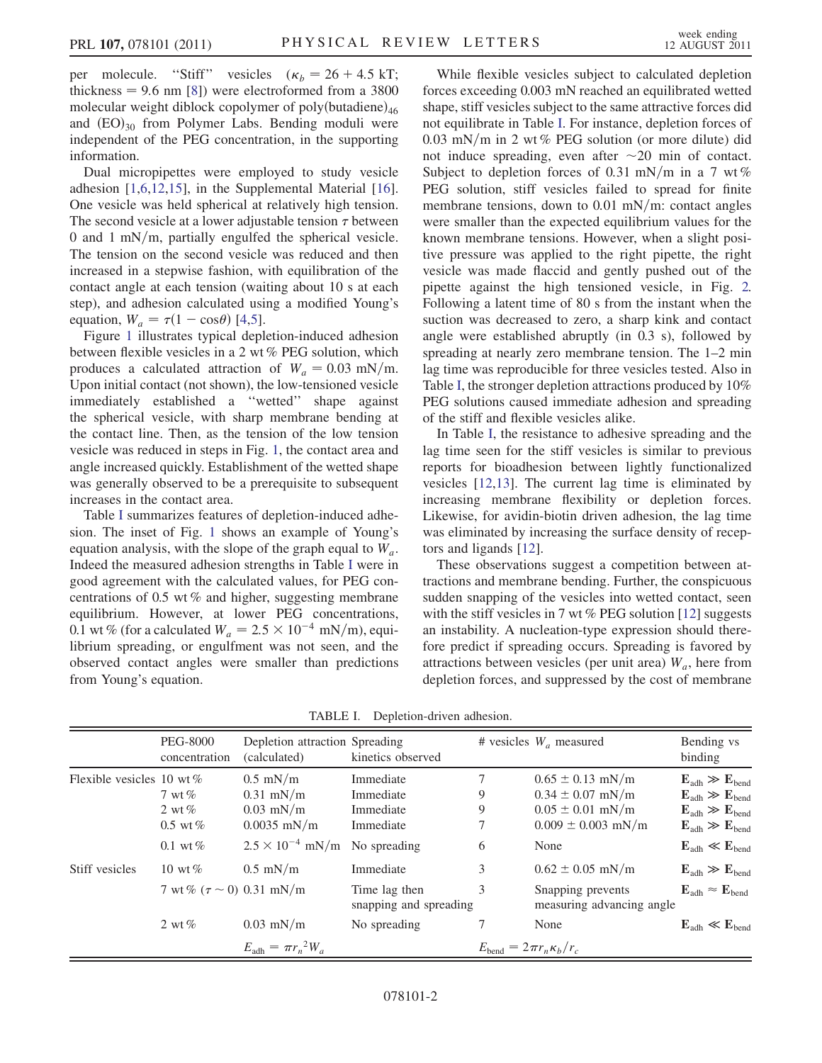per molecule. "Stiff" vesicles ($\kappa_b = 26 + 4.5$ kT; thickness = 9.6 nm [8]) were electroformed from a 3800 molecular weight diblock copolymer of poly(butadiene)$_{46}$ and (EO)$_{30}$ from Polymer Labs. Bending moduli were independent of the PEG concentration, in the supporting information.

Dual micropipettes were employed to study vesicle adhesion [1,6,12,15], in the Supplemental Material [16]. One vesicle was held spherical at relatively high tension. The second vesicle at a lower adjustable tension $\tau$ between 0 and 1 mN/m, partially engulfed the spherical vesicle. The tension on the second vesicle was reduced and then increased in a stepwise fashion, with equilibration of the contact angle at each tension (waiting about 10 s at each step), and adhesion calculated using a modified Young's equation, $W_a = \tau(1 - \cos\theta)$ [4,5].

Figure 1 illustrates typical depletion-induced adhesion between flexible vesicles in a 2 wt % PEG solution, which produces a calculated attraction of $W_a = 0.03$ mN/m. Upon initial contact (not shown), the low-tensioned vesicle immediately established a "wetted" shape against the spherical vesicle, with sharp membrane bending at the contact line. Then, as the tension of the low tension vesicle was reduced in steps in Fig. 1, the contact area and angle increased quickly. Establishment of the wetted shape was generally observed to be a prerequisite to subsequent increases in the contact area.

Table I summarizes features of depletion-induced adhesion. The inset of Fig. 1 shows an example of Young's equation analysis, with the slope of the graph equal to $W_a$. Indeed the measured adhesion strengths in Table I were in good agreement with the calculated values, for PEG concentrations of 0.5 wt % and higher, suggesting membrane equilibrium. However, at lower PEG concentrations, 0.1 wt % (for a calculated $W_a = 2.5 \times 10^{-4}$ mN/m), equilibrium spreading, or engulfment was not seen, and the observed contact angles were smaller than predictions from Young's equation.

While flexible vesicles subject to calculated depletion forces exceeding 0.003 mN reached an equilibrated wetted shape, stiff vesicles subject to the same attractive forces did not equilibrate in Table I. For instance, depletion forces of 0.03 mN/m in 2 wt % PEG solution (or more dilute) did not induce spreading, even after ~20 min of contact. Subject to depletion forces of 0.31 mN/m in a 7 wt % PEG solution, stiff vesicles failed to spread for finite membrane tensions, down to 0.01 mN/m: contact angles were smaller than the expected equilibrium values for the known membrane tensions. However, when a slight positive pressure was applied to the right pipette, the right vesicle was made flaccid and gently pushed out of the pipette against the high tensioned vesicle, in Fig. 2. Following a latent time of 80 s from the instant when the suction was decreased to zero, a sharp kink and contact angle were established abruptly (in 0.3 s), followed by spreading at nearly zero membrane tension. The 1–2 min lag time was reproducible for three vesicles tested. Also in Table I, the stronger depletion attractions produced by 10% PEG solutions caused immediate adhesion and spreading of the stiff and flexible vesicles alike.

In Table I, the resistance to adhesive spreading and the lag time seen for the stiff vesicles is similar to previous reports for bioadhesion between lightly functionalized vesicles [12,13]. The current lag time is eliminated by increasing membrane flexibility or depletion forces. Likewise, for avidin-biotin driven adhesion, the lag time was eliminated by increasing the surface density of receptors and ligands [12].

These observations suggest a competition between attractions and membrane bending. Further, the conspicuous sudden snapping of the vesicles into wetted contact, seen with the stiff vesicles in 7 wt % PEG solution [12] suggests an instability. A nucleation-type expression should therefore predict if spreading occurs. Spreading is favored by attractions between vesicles (per unit area) $W_a$, here from depletion forces, and suppressed by the cost of membrane

TABLE I. Depletion-driven adhesion.

| | PEG-8000 concentration | Depletion attraction (calculated) | Spreading kinetics observed | # vesicles | $W_a$ measured | Bending vs binding |
|---|---|---|---|---|---|---|
| Flexible vesicles | 10 wt % | 0.5 mN/m | Immediate | 7 | $0.65 \pm 0.13$ mN/m | $\mathbf{E}_{adh} \gg \mathbf{E}_{bend}$ |
| | 7 wt % | 0.31 mN/m | Immediate | 9 | $0.34 \pm 0.07$ mN/m | $\mathbf{E}_{adh} \gg \mathbf{E}_{bend}$ |
| | 2 wt % | 0.03 mN/m | Immediate | 9 | $0.05 \pm 0.01$ mN/m | $\mathbf{E}_{adh} \gg \mathbf{E}_{bend}$ |
| | 0.5 wt % | 0.0035 mN/m | Immediate | 7 | $0.009 \pm 0.003$ mN/m | $\mathbf{E}_{adh} \gg \mathbf{E}_{bend}$ |
| | 0.1 wt % | $2.5 \times 10^{-4}$ mN/m | No spreading | 6 | None | $\mathbf{E}_{adh} \ll \mathbf{E}_{bend}$ |
| Stiff vesicles | 10 wt % | 0.5 mN/m | Immediate | 3 | $0.62 \pm 0.05$ mN/m | $\mathbf{E}_{adh} \gg \mathbf{E}_{bend}$ |
| | 7 wt % ($\tau \sim 0$) | 0.31 mN/m | Time lag then snapping and spreading | 3 | Snapping prevents measuring advancing angle | $\mathbf{E}_{adh} \approx \mathbf{E}_{bend}$ |
| | 2 wt % | 0.03 mN/m | No spreading | 7 | None | $\mathbf{E}_{adh} \ll \mathbf{E}_{bend}$ |
| | | $E_{adh} = \pi r_n^2 W_a$ | | $E_{bend} = 2\pi r_n \kappa_b / r_c$ | | |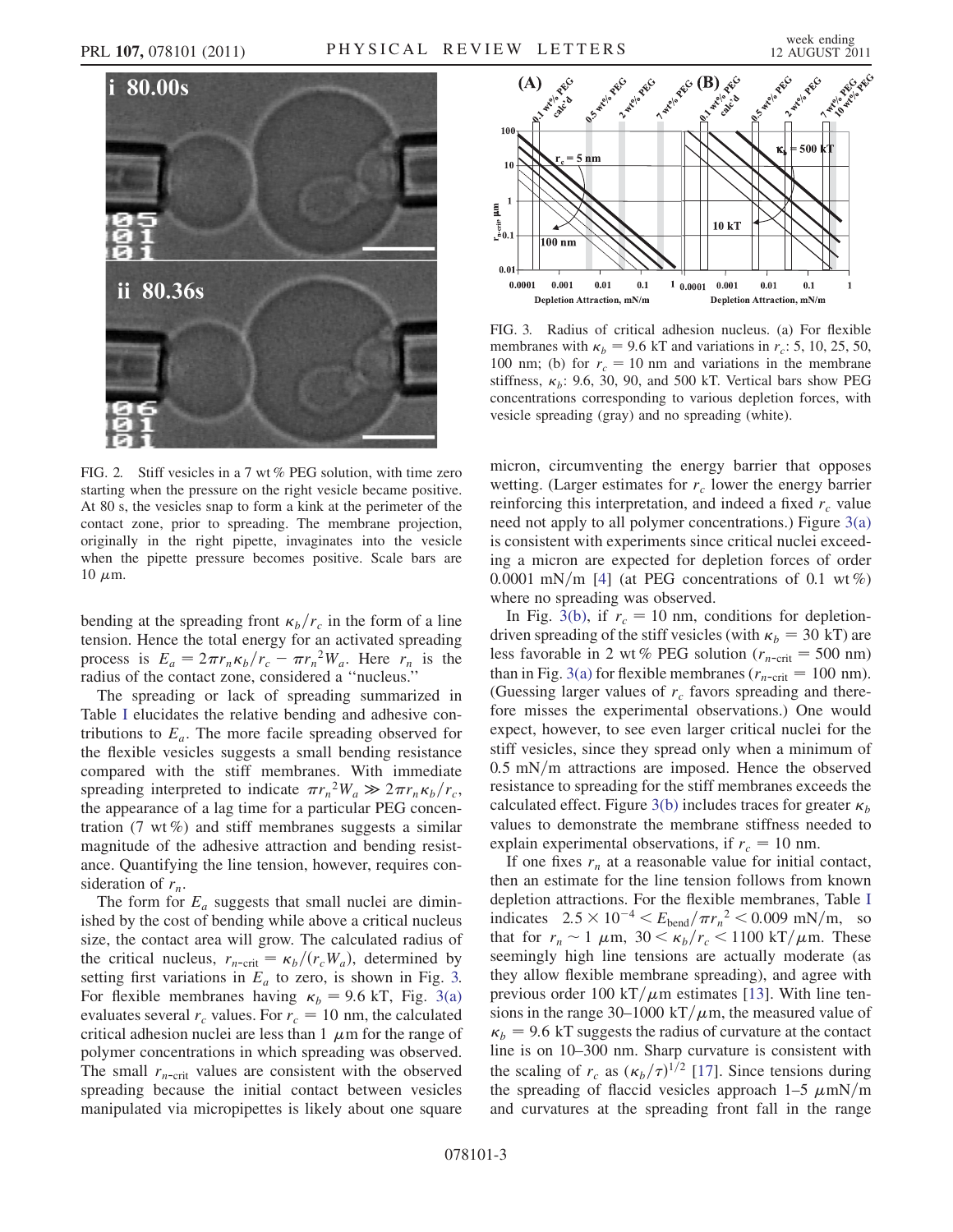FIG. 2. Stiff vesicles in a 7 wt % PEG solution, with time zero starting when the pressure on the right vesicle became positive. At 80 s, the vesicles snap to form a kink at the perimeter of the contact zone, prior to spreading. The membrane projection, originally in the right pipette, invaginates into the vesicle when the pipette pressure becomes positive. Scale bars are 10 $\mu$m.

bending at the spreading front $\kappa_b/r_c$ in the form of a line tension. Hence the total energy for an activated spreading process is $E_a = 2\pi r_n \kappa_b/r_c - \pi r_n^2 W_a$. Here $r_n$ is the radius of the contact zone, considered a "nucleus."

The spreading or lack of spreading summarized in Table I elucidates the relative bending and adhesive contributions to $E_a$. The more facile spreading observed for the flexible vesicles suggests a small bending resistance compared with the stiff membranes. With immediate spreading interpreted to indicate $\pi r_n^2 W_a \gg 2\pi r_n \kappa_b/r_c$, the appearance of a lag time for a particular PEG concentration (7 wt %) and stiff membranes suggests a similar magnitude of the adhesive attraction and bending resistance. Quantifying the line tension, however, requires consideration of $r_n$.

The form for $E_a$ suggests that small nuclei are diminished by the cost of bending while above a critical nucleus size, the contact area will grow. The calculated radius of the critical nucleus, $r_{n\text{-crit}} = \kappa_b/(r_c W_a)$, determined by setting first variations in $E_a$ to zero, is shown in Fig. 3. For flexible membranes having $\kappa_b = 9.6$ kT, Fig. 3(a) evaluates several $r_c$ values. For $r_c = 10$ nm, the calculated critical adhesion nuclei are less than 1 $\mu$m for the range of polymer concentrations in which spreading was observed. The small $r_{n\text{-crit}}$ values are consistent with the observed spreading because the initial contact between vesicles manipulated via micropipettes is likely about one square micron, circumventing the energy barrier that opposes wetting. (Larger estimates for $r_c$ lower the energy barrier reinforcing this interpretation, and indeed a fixed $r_c$ value need not apply to all polymer concentrations.) Figure 3(a) is consistent with experiments since critical nuclei exceeding a micron are expected for depletion forces of order 0.0001 mN/m [4] (at PEG concentrations of 0.1 wt %) where no spreading was observed.

FIG. 3. Radius of critical adhesion nucleus. (a) For flexible membranes with $\kappa_b = 9.6$ kT and variations in $r_c$: 5, 10, 25, 50, 100 nm; (b) for $r_c = 10$ nm and variations in the membrane stiffness, $\kappa_b$: 9.6, 30, 90, and 500 kT. Vertical bars show PEG concentrations corresponding to various depletion forces, with vesicle spreading (gray) and no spreading (white).

In Fig. 3(b), if $r_c = 10$ nm, conditions for depletion-driven spreading of the stiff vesicles (with $\kappa_b = 30$ kT) are less favorable in 2 wt % PEG solution ($r_{n\text{-crit}} = 500$ nm) than in Fig. 3(a) for flexible membranes ($r_{n\text{-crit}} = 100$ nm). (Guessing larger values of $r_c$ favors spreading and therefore misses the experimental observations.) One would expect, however, to see even larger critical nuclei for the stiff vesicles, since they spread only when a minimum of 0.5 mN/m attractions are imposed. Hence the observed resistance to spreading for the stiff membranes exceeds the calculated effect. Figure 3(b) includes traces for greater $\kappa_b$ values to demonstrate the membrane stiffness needed to explain experimental observations, if $r_c = 10$ nm.

If one fixes $r_n$ at a reasonable value for initial contact, then an estimate for the line tension follows from known depletion attractions. For the flexible membranes, Table I indicates $2.5 \times 10^{-4} < E_{\text{bend}}/\pi r_n^2 < 0.009$ mN/m, so that for $r_n \sim 1$ $\mu$m, $30 < \kappa_b/r_c < 1100$ kT/$\mu$m. These seemingly high line tensions are actually moderate (as they allow flexible membrane spreading), and agree with previous order 100 kT/$\mu$m estimates [13]. With line tensions in the range 30–1000 kT/$\mu$m, the measured value of $\kappa_b = 9.6$ kT suggests the radius of curvature at the contact line is on 10–300 nm. Sharp curvature is consistent with the scaling of $r_c$ as $(\kappa_b/\tau)^{1/2}$ [17]. Since tensions during the spreading of flaccid vesicles approach 1–5 $\mu$mN/m and curvatures at the spreading front fall in the range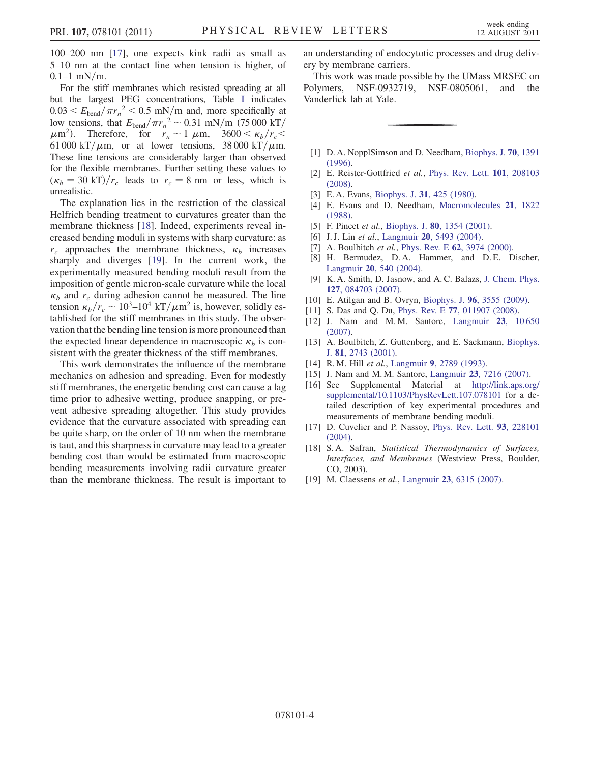100–200 nm [17], one expects kink radii as small as 5–10 nm at the contact line when tension is higher, of 0.1–1 mN/m.

For the stiff membranes which resisted spreading at all but the largest PEG concentrations, Table I indicates $0.03 < E_{\rm bend}/\pi r_n^2 < 0.5$ mN/m and, more specifically at low tensions, that $E_{\rm bend}/\pi r_n^2 \sim 0.31$ mN/m (75 000 kT/$\mu$m$^2$). Therefore, for $r_n \sim 1$ $\mu$m, $3600 < \kappa_b/r_c < 61\,000$ kT/$\mu$m, or at lower tensions, $38\,000$ kT/$\mu$m. These line tensions are considerably larger than observed for the flexible membranes. Further setting these values to $(\kappa_b = 30\ {\rm kT})/r_c$ leads to $r_c = 8$ nm or less, which is unrealistic.

The explanation lies in the restriction of the classical Helfrich bending treatment to curvatures greater than the membrane thickness [18]. Indeed, experiments reveal increased bending moduli in systems with sharp curvature: as $r_c$ approaches the membrane thickness, $\kappa_b$ increases sharply and diverges [19]. In the current work, the experimentally measured bending moduli result from the imposition of gentle micron-scale curvature while the local $\kappa_b$ and $r_c$ during adhesion cannot be measured. The line tension $\kappa_b/r_c \sim 10^3$–$10^4$ kT/$\mu$m$^2$ is, however, solidly established for the stiff membranes in this study. The observation that the bending line tension is more pronounced than the expected linear dependence in macroscopic $\kappa_b$ is consistent with the greater thickness of the stiff membranes.

This work demonstrates the influence of the membrane mechanics on adhesion and spreading. Even for modestly stiff membranes, the energetic bending cost can cause a lag time prior to adhesive wetting, produce snapping, or prevent adhesive spreading altogether. This study provides evidence that the curvature associated with spreading can be quite sharp, on the order of 10 nm when the membrane is taut, and this sharpness in curvature may lead to a greater bending cost than would be estimated from macroscopic bending measurements involving radii curvature greater than the membrane thickness. The result is important to an understanding of endocytotic processes and drug delivery by membrane carriers.

This work was made possible by the UMass MRSEC on Polymers, NSF-0932719, NSF-0805061, and the Vanderlick lab at Yale.

---

[1] D. A. NopplSimson and D. Needham, Biophys. J. **70**, 1391 (1996).

[2] E. Reister-Gottfried *et al.*, Phys. Rev. Lett. **101**, 208103 (2008).

[3] E. A. Evans, Biophys. J. **31**, 425 (1980).

[4] E. Evans and D. Needham, Macromolecules **21**, 1822 (1988).

[5] F. Pincet *et al.*, Biophys. J. **80**, 1354 (2001).

[6] J. J. Lin *et al.*, Langmuir **20**, 5493 (2004).

[7] A. Boulbitch *et al.*, Phys. Rev. E **62**, 3974 (2000).

[8] H. Bermudez, D. A. Hammer, and D. E. Discher, Langmuir **20**, 540 (2004).

[9] K. A. Smith, D. Jasnow, and A. C. Balazs, J. Chem. Phys. **127**, 084703 (2007).

[10] E. Atilgan and B. Ovryn, Biophys. J. **96**, 3555 (2009).

[11] S. Das and Q. Du, Phys. Rev. E **77**, 011907 (2008).

[12] J. Nam and M. M. Santore, Langmuir **23**, 10 650 (2007).

[13] A. Boulbitch, Z. Guttenberg, and E. Sackmann, Biophys. J. **81**, 2743 (2001).

[14] R. M. Hill *et al.*, Langmuir **9**, 2789 (1993).

[15] J. Nam and M. M. Santore, Langmuir **23**, 7216 (2007).

[16] See Supplemental Material at http://link.aps.org/supplemental/10.1103/PhysRevLett.107.078101 for a detailed description of key experimental procedures and measurements of membrane bending moduli.

[17] D. Cuvelier and P. Nassoy, Phys. Rev. Lett. **93**, 228101 (2004).

[18] S. A. Safran, *Statistical Thermodynamics of Surfaces, Interfaces, and Membranes* (Westview Press, Boulder, CO, 2003).

[19] M. Claessens *et al.*, Langmuir **23**, 6315 (2007).